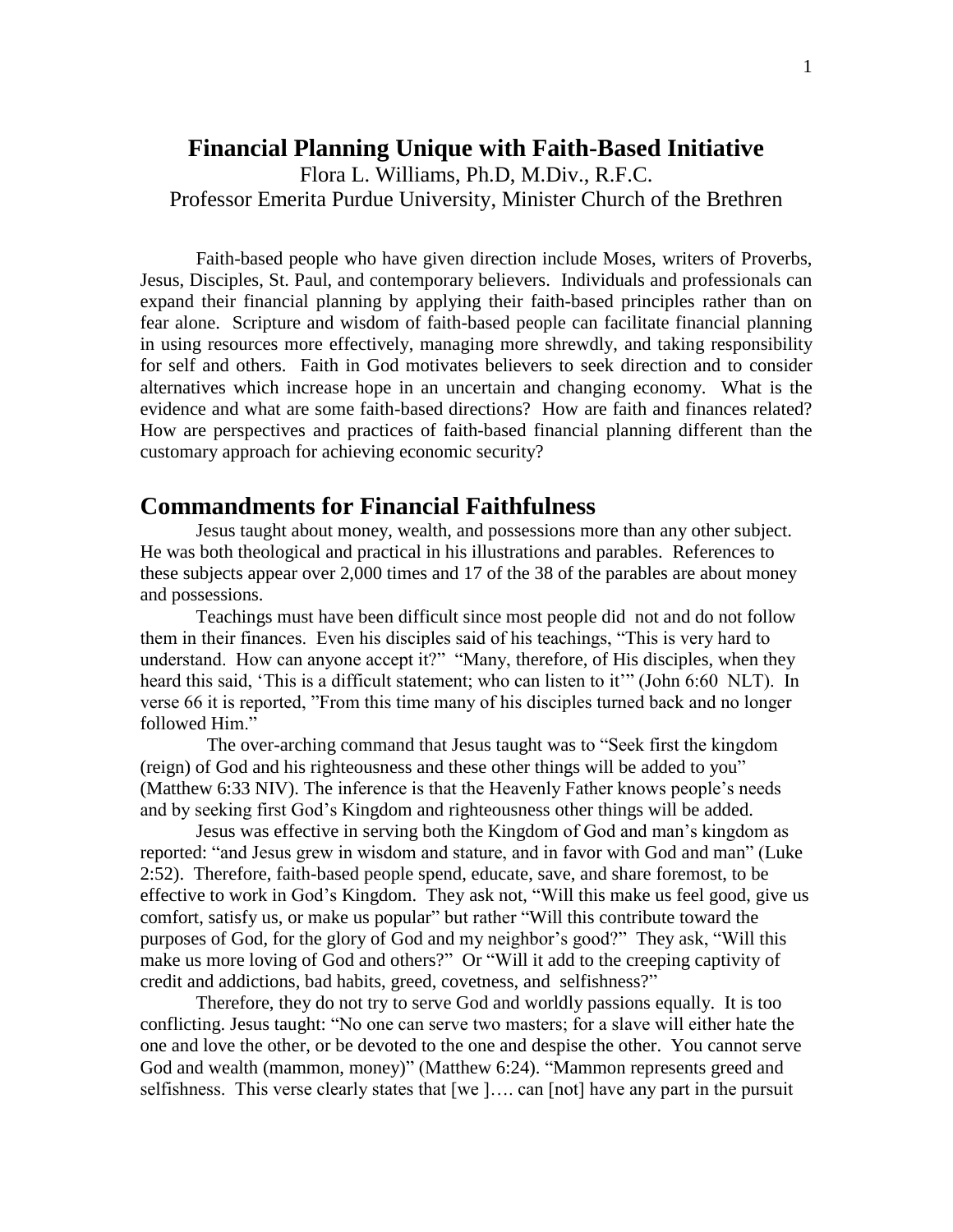# Financial Planning Unique with Faith-Based Initiative

Flora L. Williams, Ph.D, M.Div., R.F.C.
Professor Emerita Purdue University, Minister Church of the Brethren

Faith-based people who have given direction include Moses, writers of Proverbs, Jesus, Disciples, St. Paul, and contemporary believers. Individuals and professionals can expand their financial planning by applying their faith-based principles rather than on fear alone. Scripture and wisdom of faith-based people can facilitate financial planning in using resources more effectively, managing more shrewdly, and taking responsibility for self and others. Faith in God motivates believers to seek direction and to consider alternatives which increase hope in an uncertain and changing economy. What is the evidence and what are some faith-based directions? How are faith and finances related? How are perspectives and practices of faith-based financial planning different than the customary approach for achieving economic security?

## Commandments for Financial Faithfulness

Jesus taught about money, wealth, and possessions more than any other subject. He was both theological and practical in his illustrations and parables. References to these subjects appear over 2,000 times and 17 of the 38 of the parables are about money and possessions.

Teachings must have been difficult since most people did not and do not follow them in their finances. Even his disciples said of his teachings, "This is very hard to understand. How can anyone accept it?" "Many, therefore, of His disciples, when they heard this said, 'This is a difficult statement; who can listen to it'" (John 6:60 NLT). In verse 66 it is reported, "From this time many of his disciples turned back and no longer followed Him."

The over-arching command that Jesus taught was to "Seek first the kingdom (reign) of God and his righteousness and these other things will be added to you" (Matthew 6:33 NIV). The inference is that the Heavenly Father knows people's needs and by seeking first God's Kingdom and righteousness other things will be added.

Jesus was effective in serving both the Kingdom of God and man's kingdom as reported: "and Jesus grew in wisdom and stature, and in favor with God and man" (Luke 2:52). Therefore, faith-based people spend, educate, save, and share foremost, to be effective to work in God's Kingdom. They ask not, "Will this make us feel good, give us comfort, satisfy us, or make us popular" but rather "Will this contribute toward the purposes of God, for the glory of God and my neighbor's good?" They ask, "Will this make us more loving of God and others?" Or "Will it add to the creeping captivity of credit and addictions, bad habits, greed, covetness, and selfishness?"

Therefore, they do not try to serve God and worldly passions equally. It is too conflicting. Jesus taught: "No one can serve two masters; for a slave will either hate the one and love the other, or be devoted to the one and despise the other. You cannot serve God and wealth (mammon, money)" (Matthew 6:24). "Mammon represents greed and selfishness. This verse clearly states that [we ]…. can [not] have any part in the pursuit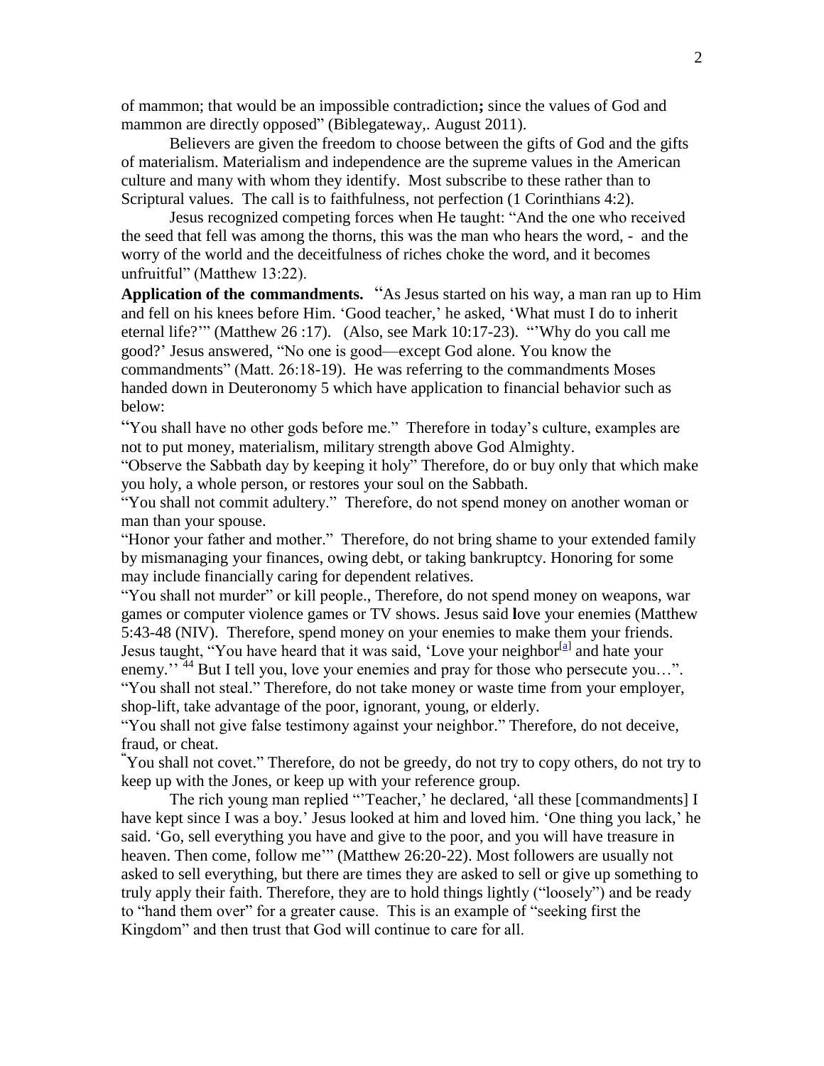of mammon; that would be an impossible contradiction**;** since the values of God and mammon are directly opposed" (Biblegateway,. August 2011).

Believers are given the freedom to choose between the gifts of God and the gifts of materialism. Materialism and independence are the supreme values in the American culture and many with whom they identify. Most subscribe to these rather than to Scriptural values. The call is to faithfulness, not perfection (1 Corinthians 4:2).

Jesus recognized competing forces when He taught: "And the one who received the seed that fell was among the thorns, this was the man who hears the word, - and the worry of the world and the deceitfulness of riches choke the word, and it becomes unfruitful" (Matthew 13:22).

**Application of the commandments.** "As Jesus started on his way, a man ran up to Him and fell on his knees before Him. 'Good teacher,' he asked, 'What must I do to inherit eternal life?'" (Matthew 26 :17). (Also, see Mark 10:17-23). "'Why do you call me good?' Jesus answered, "No one is good—except God alone. You know the commandments" (Matt. 26:18-19). He was referring to the commandments Moses handed down in Deuteronomy 5 which have application to financial behavior such as below:

"You shall have no other gods before me." Therefore in today's culture, examples are not to put money, materialism, military strength above God Almighty.

"Observe the Sabbath day by keeping it holy" Therefore, do or buy only that which make you holy, a whole person, or restores your soul on the Sabbath.

"You shall not commit adultery." Therefore, do not spend money on another woman or man than your spouse.

"Honor your father and mother." Therefore, do not bring shame to your extended family by mismanaging your finances, owing debt, or taking bankruptcy. Honoring for some may include financially caring for dependent relatives.

"You shall not murder" or kill people., Therefore, do not spend money on weapons, war games or computer violence games or TV shows. Jesus said **l**ove your enemies (Matthew 5:43-48 (NIV). Therefore, spend money on your enemies to make them your friends. Jesus taught, "You have heard that it was said, 'Love your neighbor[a] and hate your enemy.'' 44 But I tell you, love your enemies and pray for those who persecute you…".

"You shall not steal." Therefore, do not take money or waste time from your employer, shop-lift, take advantage of the poor, ignorant, young, or elderly.

"You shall not give false testimony against your neighbor." Therefore, do not deceive, fraud, or cheat.

"You shall not covet." Therefore, do not be greedy, do not try to copy others, do not try to keep up with the Jones, or keep up with your reference group.

The rich young man replied "'Teacher,' he declared, 'all these [commandments] I have kept since I was a boy.' Jesus looked at him and loved him. 'One thing you lack,' he said. 'Go, sell everything you have and give to the poor, and you will have treasure in heaven. Then come, follow me'" (Matthew 26:20-22). Most followers are usually not asked to sell everything, but there are times they are asked to sell or give up something to truly apply their faith. Therefore, they are to hold things lightly ("loosely") and be ready to "hand them over" for a greater cause. This is an example of "seeking first the Kingdom" and then trust that God will continue to care for all.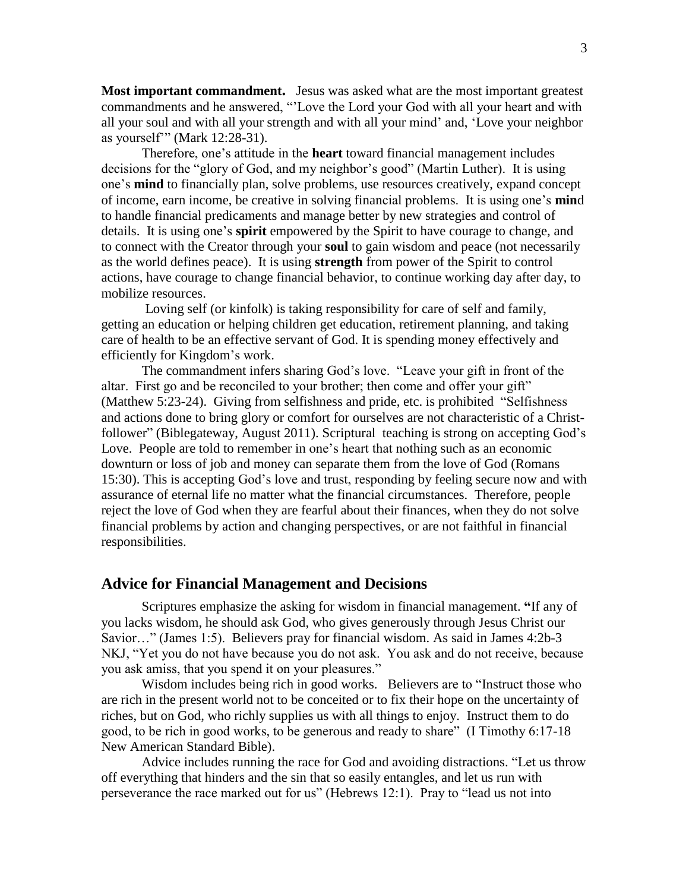**Most important commandment.** Jesus was asked what are the most important greatest commandments and he answered, "'Love the Lord your God with all your heart and with all your soul and with all your strength and with all your mind' and, 'Love your neighbor as yourself'" (Mark 12:28-31).

Therefore, one's attitude in the **heart** toward financial management includes decisions for the "glory of God, and my neighbor's good" (Martin Luther). It is using one's **mind** to financially plan, solve problems, use resources creatively, expand concept of income, earn income, be creative in solving financial problems. It is using one's **min**d to handle financial predicaments and manage better by new strategies and control of details. It is using one's **spirit** empowered by the Spirit to have courage to change, and to connect with the Creator through your **soul** to gain wisdom and peace (not necessarily as the world defines peace). It is using **strength** from power of the Spirit to control actions, have courage to change financial behavior, to continue working day after day, to mobilize resources.

Loving self (or kinfolk) is taking responsibility for care of self and family, getting an education or helping children get education, retirement planning, and taking care of health to be an effective servant of God. It is spending money effectively and efficiently for Kingdom's work.

The commandment infers sharing God's love. "Leave your gift in front of the altar. First go and be reconciled to your brother; then come and offer your gift" (Matthew 5:23-24). Giving from selfishness and pride, etc. is prohibited "Selfishness and actions done to bring glory or comfort for ourselves are not characteristic of a Christ-follower" (Biblegateway, August 2011). Scriptural teaching is strong on accepting God's Love. People are told to remember in one's heart that nothing such as an economic downturn or loss of job and money can separate them from the love of God (Romans 15:30). This is accepting God's love and trust, responding by feeling secure now and with assurance of eternal life no matter what the financial circumstances. Therefore, people reject the love of God when they are fearful about their finances, when they do not solve financial problems by action and changing perspectives, or are not faithful in financial responsibilities.

## Advice for Financial Management and Decisions

Scriptures emphasize the asking for wisdom in financial management. **"**If any of you lacks wisdom, he should ask God, who gives generously through Jesus Christ our Savior…" (James 1:5). Believers pray for financial wisdom. As said in James 4:2b-3 NKJ, "Yet you do not have because you do not ask. You ask and do not receive, because you ask amiss, that you spend it on your pleasures."

Wisdom includes being rich in good works. Believers are to "Instruct those who are rich in the present world not to be conceited or to fix their hope on the uncertainty of riches, but on God, who richly supplies us with all things to enjoy. Instruct them to do good, to be rich in good works, to be generous and ready to share" (I Timothy 6:17-18 New American Standard Bible).

Advice includes running the race for God and avoiding distractions. "Let us throw off everything that hinders and the sin that so easily entangles, and let us run with perseverance the race marked out for us" (Hebrews 12:1). Pray to "lead us not into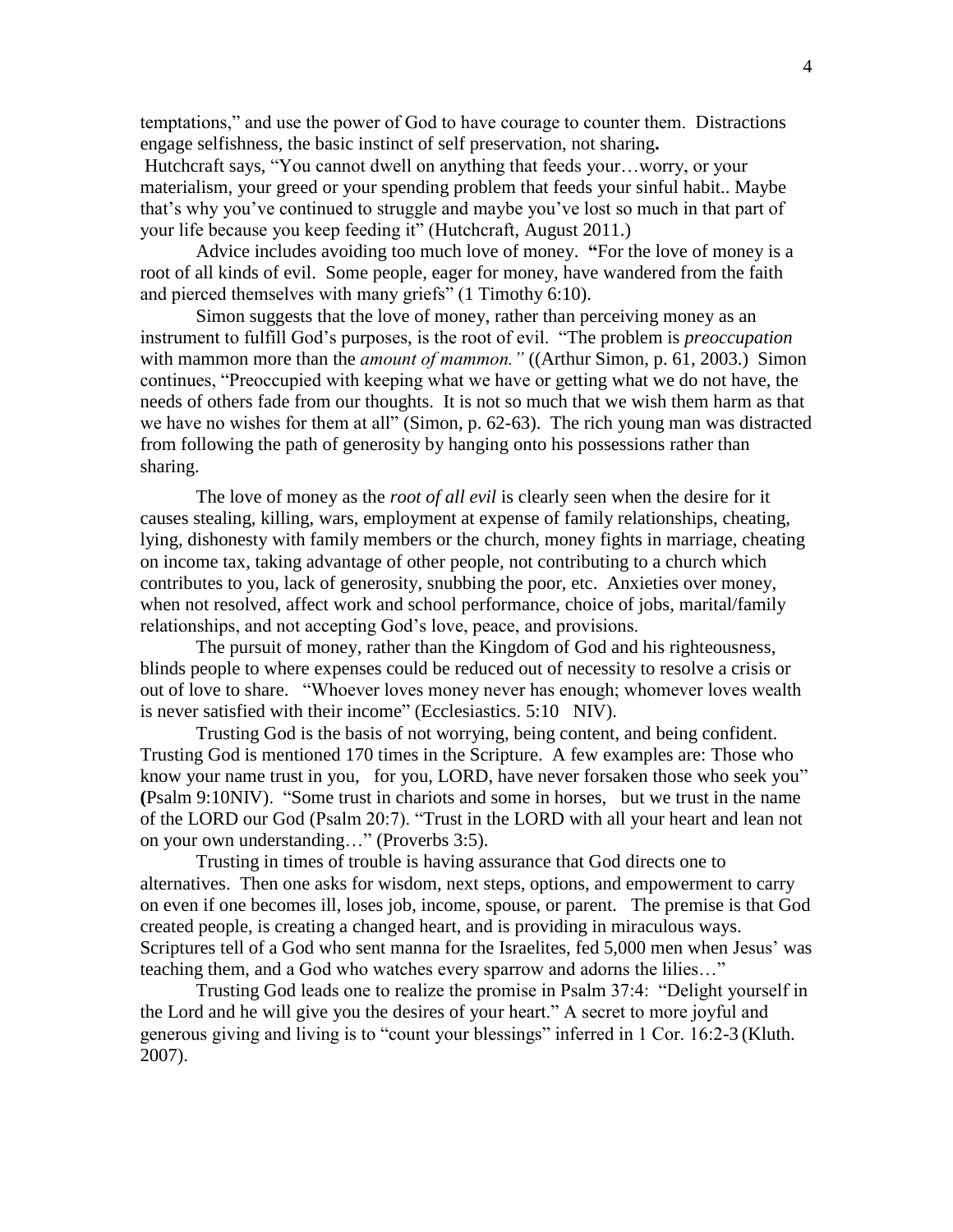temptations," and use the power of God to have courage to counter them. Distractions engage selfishness, the basic instinct of self preservation, not sharing**.**

Hutchcraft says, "You cannot dwell on anything that feeds your…worry, or your materialism, your greed or your spending problem that feeds your sinful habit.. Maybe that's why you've continued to struggle and maybe you've lost so much in that part of your life because you keep feeding it" (Hutchcraft, August 2011.)

Advice includes avoiding too much love of money. **"**For the love of money is a root of all kinds of evil. Some people, eager for money, have wandered from the faith and pierced themselves with many griefs" (1 Timothy 6:10).

Simon suggests that the love of money, rather than perceiving money as an instrument to fulfill God's purposes, is the root of evil. "The problem is *preoccupation* with mammon more than the *amount of mammon."* ((Arthur Simon, p. 61, 2003.) Simon continues, "Preoccupied with keeping what we have or getting what we do not have, the needs of others fade from our thoughts. It is not so much that we wish them harm as that we have no wishes for them at all" (Simon, p. 62-63). The rich young man was distracted from following the path of generosity by hanging onto his possessions rather than sharing.

The love of money as the *root of all evil* is clearly seen when the desire for it causes stealing, killing, wars, employment at expense of family relationships, cheating, lying, dishonesty with family members or the church, money fights in marriage, cheating on income tax, taking advantage of other people, not contributing to a church which contributes to you, lack of generosity, snubbing the poor, etc. Anxieties over money, when not resolved, affect work and school performance, choice of jobs, marital/family relationships, and not accepting God's love, peace, and provisions.

The pursuit of money, rather than the Kingdom of God and his righteousness, blinds people to where expenses could be reduced out of necessity to resolve a crisis or out of love to share. "Whoever loves money never has enough; whomever loves wealth is never satisfied with their income" (Ecclesiastics. 5:10 NIV).

Trusting God is the basis of not worrying, being content, and being confident. Trusting God is mentioned 170 times in the Scripture. A few examples are: Those who know your name trust in you, for you, LORD, have never forsaken those who seek you" **(**Psalm 9:10NIV). "Some trust in chariots and some in horses, but we trust in the name of the LORD our God (Psalm 20:7). "Trust in the LORD with all your heart and lean not on your own understanding…" (Proverbs 3:5).

Trusting in times of trouble is having assurance that God directs one to alternatives. Then one asks for wisdom, next steps, options, and empowerment to carry on even if one becomes ill, loses job, income, spouse, or parent. The premise is that God created people, is creating a changed heart, and is providing in miraculous ways. Scriptures tell of a God who sent manna for the Israelites, fed 5,000 men when Jesus' was teaching them, and a God who watches every sparrow and adorns the lilies…"

Trusting God leads one to realize the promise in Psalm 37:4: "Delight yourself in the Lord and he will give you the desires of your heart." A secret to more joyful and generous giving and living is to "count your blessings" inferred in 1 Cor. 16:2-3 (Kluth. 2007).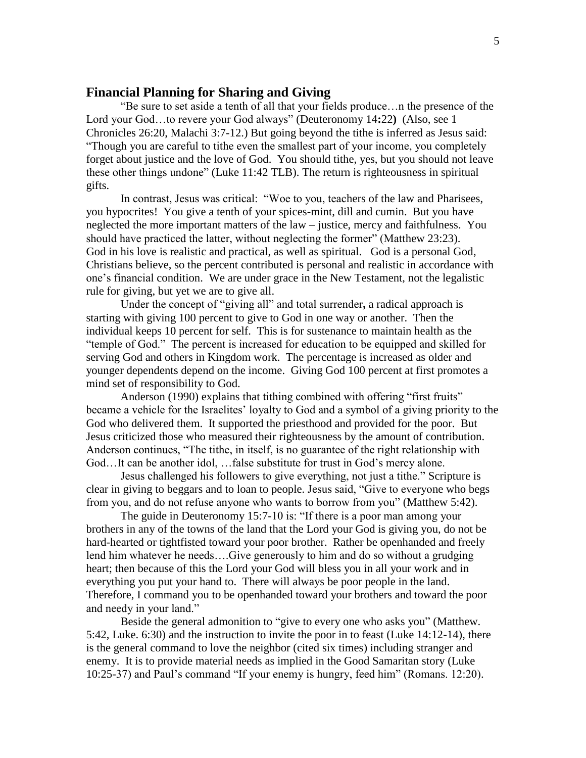## Financial Planning for Sharing and Giving

"Be sure to set aside a tenth of all that your fields produce…n the presence of the Lord your God…to revere your God always" (Deuteronomy 14**:**22**)** (Also, see 1 Chronicles 26:20, Malachi 3:7-12.) But going beyond the tithe is inferred as Jesus said: "Though you are careful to tithe even the smallest part of your income, you completely forget about justice and the love of God. You should tithe, yes, but you should not leave these other things undone" (Luke 11:42 TLB). The return is righteousness in spiritual gifts.

In contrast, Jesus was critical: "Woe to you, teachers of the law and Pharisees, you hypocrites! You give a tenth of your spices-mint, dill and cumin. But you have neglected the more important matters of the law – justice, mercy and faithfulness. You should have practiced the latter, without neglecting the former" (Matthew 23:23). God in his love is realistic and practical, as well as spiritual. God is a personal God, Christians believe, so the percent contributed is personal and realistic in accordance with one's financial condition. We are under grace in the New Testament, not the legalistic rule for giving, but yet we are to give all.

Under the concept of "giving all" and total surrender**,** a radical approach is starting with giving 100 percent to give to God in one way or another. Then the individual keeps 10 percent for self. This is for sustenance to maintain health as the "temple of God." The percent is increased for education to be equipped and skilled for serving God and others in Kingdom work. The percentage is increased as older and younger dependents depend on the income. Giving God 100 percent at first promotes a mind set of responsibility to God.

Anderson (1990) explains that tithing combined with offering "first fruits" became a vehicle for the Israelites' loyalty to God and a symbol of a giving priority to the God who delivered them. It supported the priesthood and provided for the poor. But Jesus criticized those who measured their righteousness by the amount of contribution. Anderson continues, "The tithe, in itself, is no guarantee of the right relationship with God…It can be another idol, …false substitute for trust in God's mercy alone.

Jesus challenged his followers to give everything, not just a tithe." Scripture is clear in giving to beggars and to loan to people. Jesus said, "Give to everyone who begs from you, and do not refuse anyone who wants to borrow from you" (Matthew 5:42).

The guide in Deuteronomy 15:7-10 is: "If there is a poor man among your brothers in any of the towns of the land that the Lord your God is giving you, do not be hard-hearted or tightfisted toward your poor brother. Rather be openhanded and freely lend him whatever he needs….Give generously to him and do so without a grudging heart; then because of this the Lord your God will bless you in all your work and in everything you put your hand to. There will always be poor people in the land. Therefore, I command you to be openhanded toward your brothers and toward the poor and needy in your land."

Beside the general admonition to "give to every one who asks you" (Matthew. 5:42, Luke. 6:30) and the instruction to invite the poor in to feast (Luke 14:12-14), there is the general command to love the neighbor (cited six times) including stranger and enemy. It is to provide material needs as implied in the Good Samaritan story (Luke 10:25-37) and Paul's command "If your enemy is hungry, feed him" (Romans. 12:20).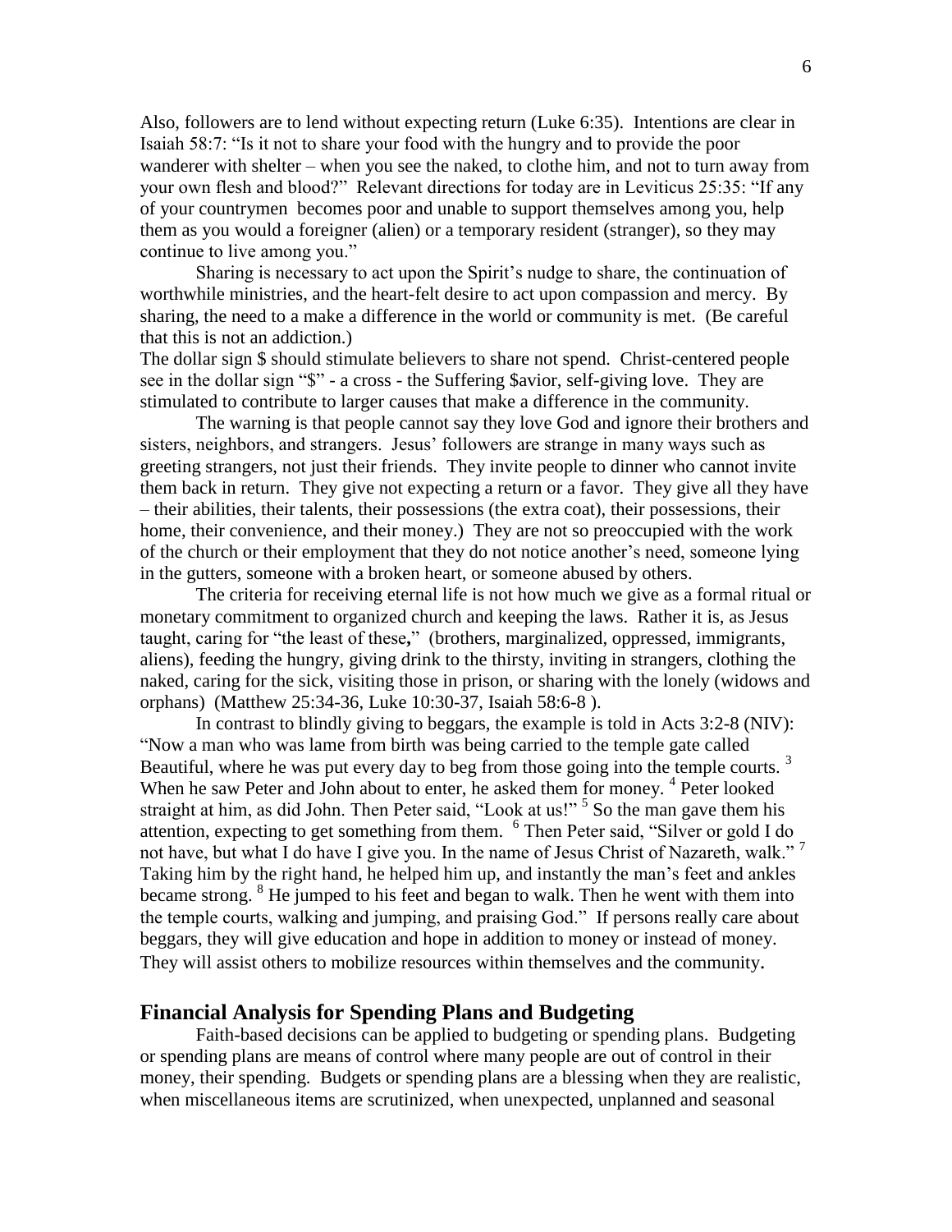Also, followers are to lend without expecting return (Luke 6:35). Intentions are clear in Isaiah 58:7: "Is it not to share your food with the hungry and to provide the poor wanderer with shelter – when you see the naked, to clothe him, and not to turn away from your own flesh and blood?" Relevant directions for today are in Leviticus 25:35: "If any of your countrymen becomes poor and unable to support themselves among you, help them as you would a foreigner (alien) or a temporary resident (stranger), so they may continue to live among you."

Sharing is necessary to act upon the Spirit's nudge to share, the continuation of worthwhile ministries, and the heart-felt desire to act upon compassion and mercy. By sharing, the need to a make a difference in the world or community is met. (Be careful that this is not an addiction.)

The dollar sign $ should stimulate believers to share not spend. Christ-centered people see in the dollar sign "$" - a cross - the Suffering $avior, self-giving love. They are stimulated to contribute to larger causes that make a difference in the community.

The warning is that people cannot say they love God and ignore their brothers and sisters, neighbors, and strangers. Jesus' followers are strange in many ways such as greeting strangers, not just their friends. They invite people to dinner who cannot invite them back in return. They give not expecting a return or a favor. They give all they have – their abilities, their talents, their possessions (the extra coat), their possessions, their home, their convenience, and their money.) They are not so preoccupied with the work of the church or their employment that they do not notice another's need, someone lying in the gutters, someone with a broken heart, or someone abused by others.

The criteria for receiving eternal life is not how much we give as a formal ritual or monetary commitment to organized church and keeping the laws. Rather it is, as Jesus taught, caring for "the least of these**,**" (brothers, marginalized, oppressed, immigrants, aliens), feeding the hungry, giving drink to the thirsty, inviting in strangers, clothing the naked, caring for the sick, visiting those in prison, or sharing with the lonely (widows and orphans) (Matthew 25:34-36, Luke 10:30-37, Isaiah 58:6-8 ).

In contrast to blindly giving to beggars, the example is told in Acts 3:2-8 (NIV): "Now a man who was lame from birth was being carried to the temple gate called Beautiful, where he was put every day to beg from those going into the temple courts. [3] When he saw Peter and John about to enter, he asked them for money. [4] Peter looked straight at him, as did John. Then Peter said, "Look at us!" [5] So the man gave them his attention, expecting to get something from them. [6] Then Peter said, "Silver or gold I do not have, but what I do have I give you. In the name of Jesus Christ of Nazareth, walk." [7] Taking him by the right hand, he helped him up, and instantly the man's feet and ankles became strong. [8] He jumped to his feet and began to walk. Then he went with them into the temple courts, walking and jumping, and praising God." If persons really care about beggars, they will give education and hope in addition to money or instead of money. They will assist others to mobilize resources within themselves and the community.

## Financial Analysis for Spending Plans and Budgeting

Faith-based decisions can be applied to budgeting or spending plans. Budgeting or spending plans are means of control where many people are out of control in their money, their spending. Budgets or spending plans are a blessing when they are realistic, when miscellaneous items are scrutinized, when unexpected, unplanned and seasonal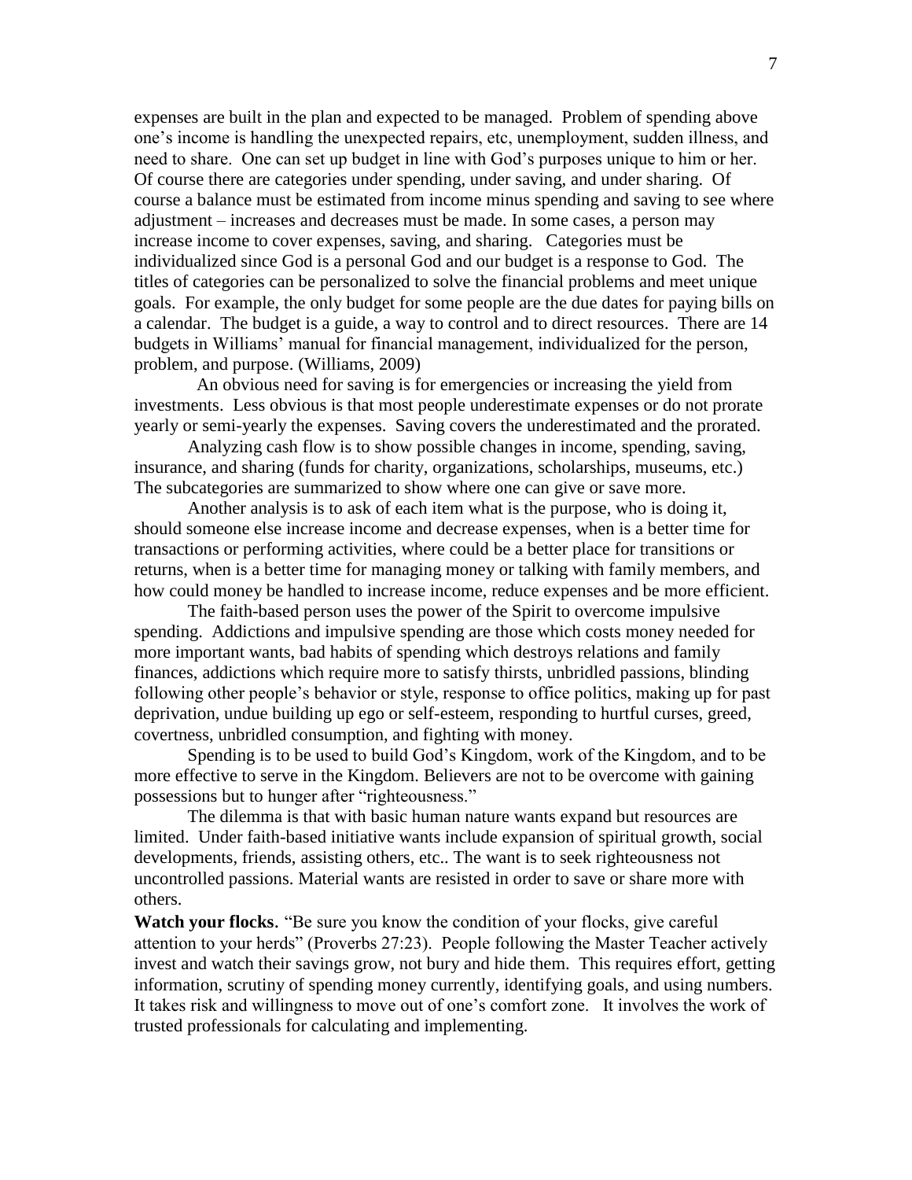expenses are built in the plan and expected to be managed. Problem of spending above one's income is handling the unexpected repairs, etc, unemployment, sudden illness, and need to share. One can set up budget in line with God's purposes unique to him or her. Of course there are categories under spending, under saving, and under sharing. Of course a balance must be estimated from income minus spending and saving to see where adjustment – increases and decreases must be made. In some cases, a person may increase income to cover expenses, saving, and sharing. Categories must be individualized since God is a personal God and our budget is a response to God. The titles of categories can be personalized to solve the financial problems and meet unique goals. For example, the only budget for some people are the due dates for paying bills on a calendar. The budget is a guide, a way to control and to direct resources. There are 14 budgets in Williams' manual for financial management, individualized for the person, problem, and purpose. (Williams, 2009)

An obvious need for saving is for emergencies or increasing the yield from investments. Less obvious is that most people underestimate expenses or do not prorate yearly or semi-yearly the expenses. Saving covers the underestimated and the prorated.

Analyzing cash flow is to show possible changes in income, spending, saving, insurance, and sharing (funds for charity, organizations, scholarships, museums, etc.) The subcategories are summarized to show where one can give or save more.

Another analysis is to ask of each item what is the purpose, who is doing it, should someone else increase income and decrease expenses, when is a better time for transactions or performing activities, where could be a better place for transitions or returns, when is a better time for managing money or talking with family members, and how could money be handled to increase income, reduce expenses and be more efficient.

The faith-based person uses the power of the Spirit to overcome impulsive spending. Addictions and impulsive spending are those which costs money needed for more important wants, bad habits of spending which destroys relations and family finances, addictions which require more to satisfy thirsts, unbridled passions, blinding following other people's behavior or style, response to office politics, making up for past deprivation, undue building up ego or self-esteem, responding to hurtful curses, greed, covertness, unbridled consumption, and fighting with money.

Spending is to be used to build God's Kingdom, work of the Kingdom, and to be more effective to serve in the Kingdom. Believers are not to be overcome with gaining possessions but to hunger after "righteousness."

The dilemma is that with basic human nature wants expand but resources are limited. Under faith-based initiative wants include expansion of spiritual growth, social developments, friends, assisting others, etc.. The want is to seek righteousness not uncontrolled passions. Material wants are resisted in order to save or share more with others.

**Watch your flocks.** "Be sure you know the condition of your flocks, give careful attention to your herds" (Proverbs 27:23). People following the Master Teacher actively invest and watch their savings grow, not bury and hide them. This requires effort, getting information, scrutiny of spending money currently, identifying goals, and using numbers. It takes risk and willingness to move out of one's comfort zone. It involves the work of trusted professionals for calculating and implementing.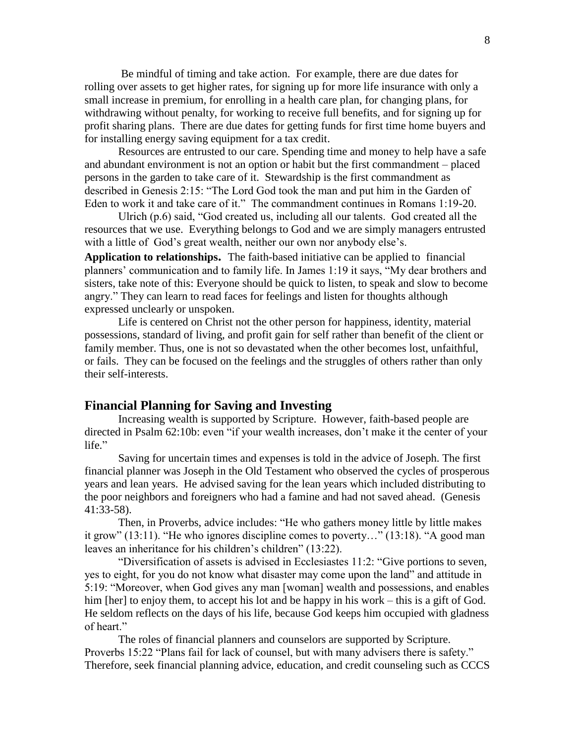Be mindful of timing and take action. For example, there are due dates for rolling over assets to get higher rates, for signing up for more life insurance with only a small increase in premium, for enrolling in a health care plan, for changing plans, for withdrawing without penalty, for working to receive full benefits, and for signing up for profit sharing plans. There are due dates for getting funds for first time home buyers and for installing energy saving equipment for a tax credit.

Resources are entrusted to our care. Spending time and money to help have a safe and abundant environment is not an option or habit but the first commandment – placed persons in the garden to take care of it. Stewardship is the first commandment as described in Genesis 2:15: "The Lord God took the man and put him in the Garden of Eden to work it and take care of it." The commandment continues in Romans 1:19-20.

Ulrich (p.6) said, "God created us, including all our talents. God created all the resources that we use. Everything belongs to God and we are simply managers entrusted with a little of God's great wealth, neither our own nor anybody else's.

**Application to relationships.** The faith-based initiative can be applied to financial planners' communication and to family life. In James 1:19 it says, "My dear brothers and sisters, take note of this: Everyone should be quick to listen, to speak and slow to become angry." They can learn to read faces for feelings and listen for thoughts although expressed unclearly or unspoken.

Life is centered on Christ not the other person for happiness, identity, material possessions, standard of living, and profit gain for self rather than benefit of the client or family member. Thus, one is not so devastated when the other becomes lost, unfaithful, or fails. They can be focused on the feelings and the struggles of others rather than only their self-interests.

## Financial Planning for Saving and Investing

Increasing wealth is supported by Scripture. However, faith-based people are directed in Psalm 62:10b: even "if your wealth increases, don't make it the center of your life."

Saving for uncertain times and expenses is told in the advice of Joseph. The first financial planner was Joseph in the Old Testament who observed the cycles of prosperous years and lean years. He advised saving for the lean years which included distributing to the poor neighbors and foreigners who had a famine and had not saved ahead. (Genesis 41:33-58).

Then, in Proverbs, advice includes: "He who gathers money little by little makes it grow" (13:11). "He who ignores discipline comes to poverty…" (13:18). "A good man leaves an inheritance for his children's children" (13:22).

"Diversification of assets is advised in Ecclesiastes 11:2: "Give portions to seven, yes to eight, for you do not know what disaster may come upon the land" and attitude in 5:19: "Moreover, when God gives any man [woman] wealth and possessions, and enables him [her] to enjoy them, to accept his lot and be happy in his work – this is a gift of God. He seldom reflects on the days of his life, because God keeps him occupied with gladness of heart."

The roles of financial planners and counselors are supported by Scripture. Proverbs 15:22 "Plans fail for lack of counsel, but with many advisers there is safety." Therefore, seek financial planning advice, education, and credit counseling such as CCCS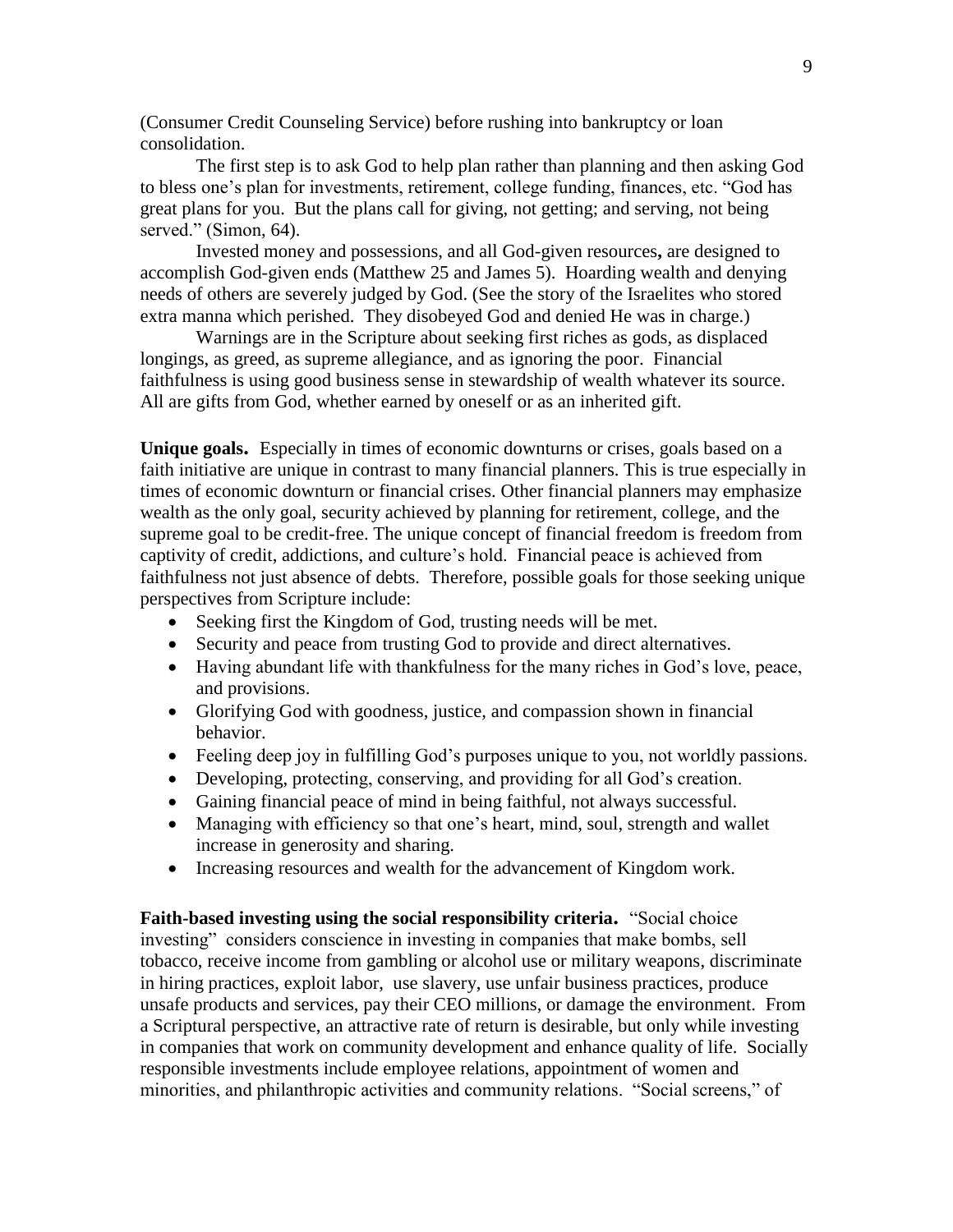(Consumer Credit Counseling Service) before rushing into bankruptcy or loan consolidation.

The first step is to ask God to help plan rather than planning and then asking God to bless one's plan for investments, retirement, college funding, finances, etc. "God has great plans for you. But the plans call for giving, not getting; and serving, not being served." (Simon, 64).

Invested money and possessions, and all God-given resources**,** are designed to accomplish God-given ends (Matthew 25 and James 5). Hoarding wealth and denying needs of others are severely judged by God. (See the story of the Israelites who stored extra manna which perished. They disobeyed God and denied He was in charge.)

Warnings are in the Scripture about seeking first riches as gods, as displaced longings, as greed, as supreme allegiance, and as ignoring the poor. Financial faithfulness is using good business sense in stewardship of wealth whatever its source. All are gifts from God, whether earned by oneself or as an inherited gift.

**Unique goals.** Especially in times of economic downturns or crises, goals based on a faith initiative are unique in contrast to many financial planners. This is true especially in times of economic downturn or financial crises. Other financial planners may emphasize wealth as the only goal, security achieved by planning for retirement, college, and the supreme goal to be credit-free. The unique concept of financial freedom is freedom from captivity of credit, addictions, and culture's hold. Financial peace is achieved from faithfulness not just absence of debts. Therefore, possible goals for those seeking unique perspectives from Scripture include:

- Seeking first the Kingdom of God, trusting needs will be met.
- Security and peace from trusting God to provide and direct alternatives.
- Having abundant life with thankfulness for the many riches in God's love, peace, and provisions.
- Glorifying God with goodness, justice, and compassion shown in financial behavior.
- Feeling deep joy in fulfilling God's purposes unique to you, not worldly passions.
- Developing, protecting, conserving, and providing for all God's creation.
- Gaining financial peace of mind in being faithful, not always successful.
- Managing with efficiency so that one's heart, mind, soul, strength and wallet increase in generosity and sharing.
- Increasing resources and wealth for the advancement of Kingdom work.

**Faith-based investing using the social responsibility criteria.** "Social choice investing" considers conscience in investing in companies that make bombs, sell tobacco, receive income from gambling or alcohol use or military weapons, discriminate in hiring practices, exploit labor, use slavery, use unfair business practices, produce unsafe products and services, pay their CEO millions, or damage the environment. From a Scriptural perspective, an attractive rate of return is desirable, but only while investing in companies that work on community development and enhance quality of life. Socially responsible investments include employee relations, appointment of women and minorities, and philanthropic activities and community relations. "Social screens," of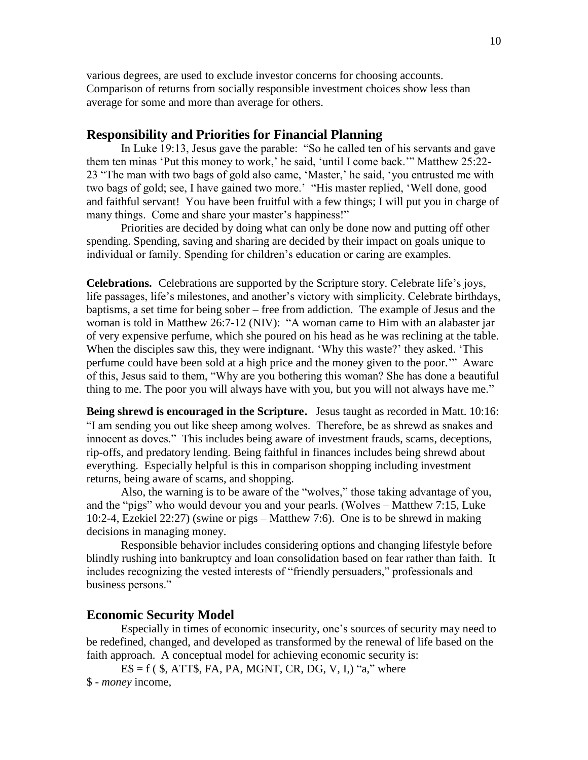various degrees, are used to exclude investor concerns for choosing accounts. Comparison of returns from socially responsible investment choices show less than average for some and more than average for others.

## Responsibility and Priorities for Financial Planning

In Luke 19:13, Jesus gave the parable: "So he called ten of his servants and gave them ten minas 'Put this money to work,' he said, 'until I come back.'" Matthew 25:22-23 "The man with two bags of gold also came, 'Master,' he said, 'you entrusted me with two bags of gold; see, I have gained two more.' "His master replied, 'Well done, good and faithful servant! You have been fruitful with a few things; I will put you in charge of many things. Come and share your master's happiness!"

Priorities are decided by doing what can only be done now and putting off other spending. Spending, saving and sharing are decided by their impact on goals unique to individual or family. Spending for children's education or caring are examples.

**Celebrations.** Celebrations are supported by the Scripture story. Celebrate life's joys, life passages, life's milestones, and another's victory with simplicity. Celebrate birthdays, baptisms, a set time for being sober – free from addiction. The example of Jesus and the woman is told in Matthew 26:7-12 (NIV): "A woman came to Him with an alabaster jar of very expensive perfume, which she poured on his head as he was reclining at the table. When the disciples saw this, they were indignant. 'Why this waste?' they asked. 'This perfume could have been sold at a high price and the money given to the poor.'" Aware of this, Jesus said to them, "Why are you bothering this woman? She has done a beautiful thing to me. The poor you will always have with you, but you will not always have me."

**Being shrewd is encouraged in the Scripture.** Jesus taught as recorded in Matt. 10:16: "I am sending you out like sheep among wolves. Therefore, be as shrewd as snakes and innocent as doves." This includes being aware of investment frauds, scams, deceptions, rip-offs, and predatory lending. Being faithful in finances includes being shrewd about everything. Especially helpful is this in comparison shopping including investment returns, being aware of scams, and shopping.

Also, the warning is to be aware of the "wolves," those taking advantage of you, and the "pigs" who would devour you and your pearls. (Wolves – Matthew 7:15, Luke 10:2-4, Ezekiel 22:27) (swine or pigs – Matthew 7:6). One is to be shrewd in making decisions in managing money.

Responsible behavior includes considering options and changing lifestyle before blindly rushing into bankruptcy and loan consolidation based on fear rather than faith. It includes recognizing the vested interests of "friendly persuaders," professionals and business persons."

## Economic Security Model

Especially in times of economic insecurity, one's sources of security may need to be redefined, changed, and developed as transformed by the renewal of life based on the faith approach. A conceptual model for achieving economic security is:

E$ = f ( $, ATT$, FA, PA, MGNT, CR, DG, V, I,) "a," where

$ - *money* income,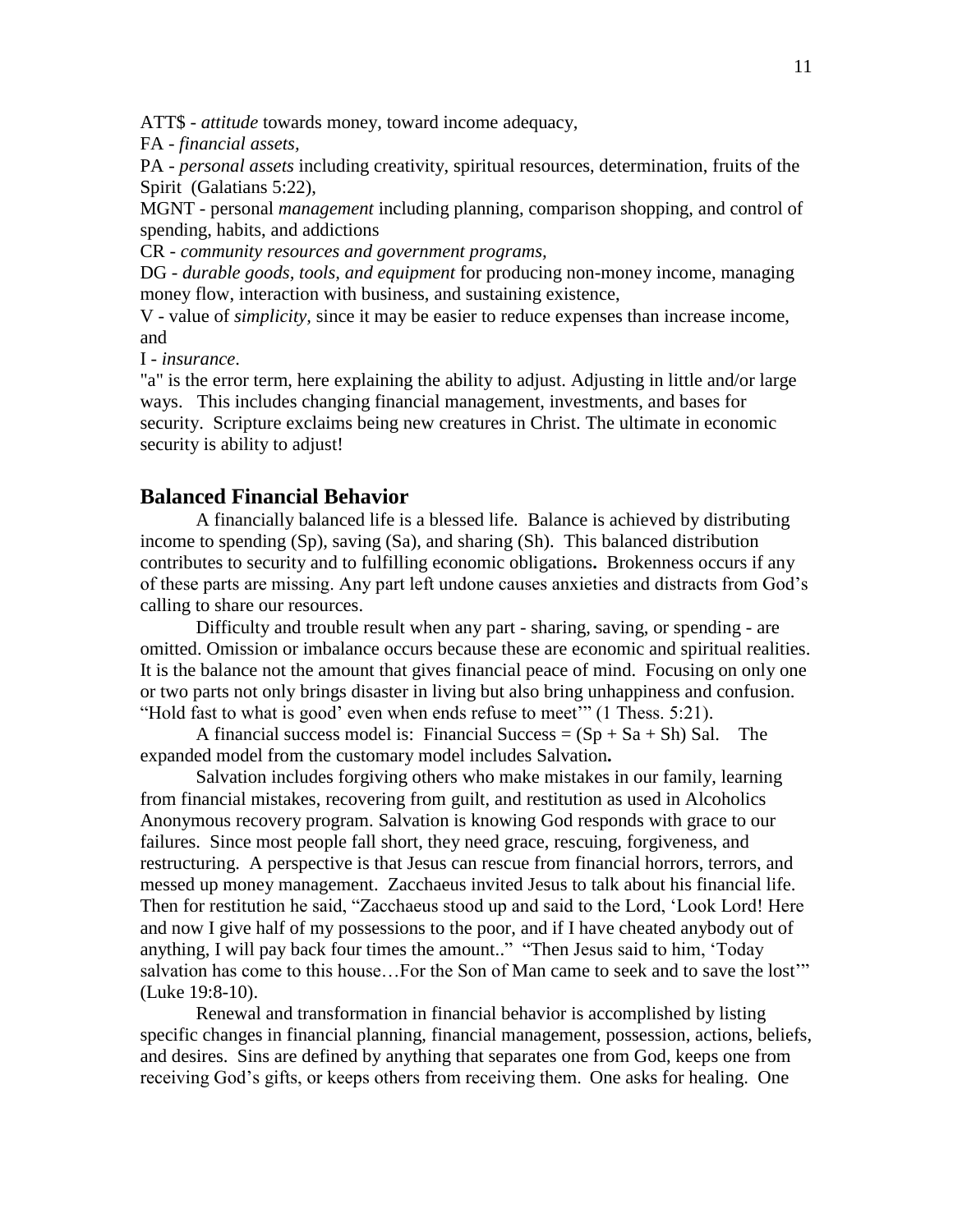ATT$ - *attitude* towards money, toward income adequacy,
FA - *financial assets*,
PA - *personal assets* including creativity, spiritual resources, determination, fruits of the Spirit (Galatians 5:22),
MGNT - personal *management* including planning, comparison shopping, and control of spending, habits, and addictions
CR - *community resources and government programs,*
DG - *durable goods, tools, and equipment* for producing non-money income, managing money flow, interaction with business, and sustaining existence,
V - value of *simplicity*, since it may be easier to reduce expenses than increase income, and
I - *insurance*.
"a" is the error term, here explaining the ability to adjust. Adjusting in little and/or large ways. This includes changing financial management, investments, and bases for security. Scripture exclaims being new creatures in Christ. The ultimate in economic security is ability to adjust!

## Balanced Financial Behavior

A financially balanced life is a blessed life. Balance is achieved by distributing income to spending (Sp), saving (Sa), and sharing (Sh). This balanced distribution contributes to security and to fulfilling economic obligations**.** Brokenness occurs if any of these parts are missing. Any part left undone causes anxieties and distracts from God's calling to share our resources.

Difficulty and trouble result when any part - sharing, saving, or spending - are omitted. Omission or imbalance occurs because these are economic and spiritual realities. It is the balance not the amount that gives financial peace of mind. Focusing on only one or two parts not only brings disaster in living but also bring unhappiness and confusion. "Hold fast to what is good' even when ends refuse to meet'" (1 Thess. 5:21).

A financial success model is: Financial Success = (Sp + Sa + Sh) Sal. The expanded model from the customary model includes Salvation**.**

Salvation includes forgiving others who make mistakes in our family, learning from financial mistakes, recovering from guilt, and restitution as used in Alcoholics Anonymous recovery program. Salvation is knowing God responds with grace to our failures. Since most people fall short, they need grace, rescuing, forgiveness, and restructuring. A perspective is that Jesus can rescue from financial horrors, terrors, and messed up money management. Zacchaeus invited Jesus to talk about his financial life. Then for restitution he said, "Zacchaeus stood up and said to the Lord, 'Look Lord! Here and now I give half of my possessions to the poor, and if I have cheated anybody out of anything, I will pay back four times the amount.." "Then Jesus said to him, 'Today salvation has come to this house…For the Son of Man came to seek and to save the lost'" (Luke 19:8-10).

Renewal and transformation in financial behavior is accomplished by listing specific changes in financial planning, financial management, possession, actions, beliefs, and desires. Sins are defined by anything that separates one from God, keeps one from receiving God's gifts, or keeps others from receiving them. One asks for healing. One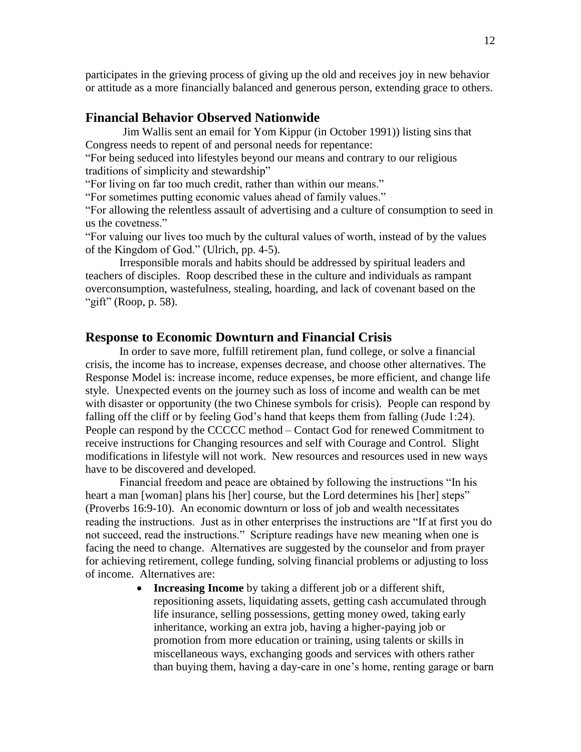participates in the grieving process of giving up the old and receives joy in new behavior or attitude as a more financially balanced and generous person, extending grace to others.

## Financial Behavior Observed Nationwide

Jim Wallis sent an email for Yom Kippur (in October 1991)) listing sins that Congress needs to repent of and personal needs for repentance:

"For being seduced into lifestyles beyond our means and contrary to our religious traditions of simplicity and stewardship"

"For living on far too much credit, rather than within our means."

"For sometimes putting economic values ahead of family values."

"For allowing the relentless assault of advertising and a culture of consumption to seed in us the covetness."

"For valuing our lives too much by the cultural values of worth, instead of by the values of the Kingdom of God." (Ulrich, pp. 4-5).

Irresponsible morals and habits should be addressed by spiritual leaders and teachers of disciples. Roop described these in the culture and individuals as rampant overconsumption, wastefulness, stealing, hoarding, and lack of covenant based on the "gift" (Roop, p. 58).

## Response to Economic Downturn and Financial Crisis

In order to save more, fulfill retirement plan, fund college, or solve a financial crisis, the income has to increase, expenses decrease, and choose other alternatives. The Response Model is: increase income, reduce expenses, be more efficient, and change life style. Unexpected events on the journey such as loss of income and wealth can be met with disaster or opportunity (the two Chinese symbols for crisis). People can respond by falling off the cliff or by feeling God's hand that keeps them from falling (Jude 1:24). People can respond by the CCCCC method – Contact God for renewed Commitment to receive instructions for Changing resources and self with Courage and Control. Slight modifications in lifestyle will not work. New resources and resources used in new ways have to be discovered and developed.

Financial freedom and peace are obtained by following the instructions "In his heart a man [woman] plans his [her] course, but the Lord determines his [her] steps" (Proverbs 16:9-10). An economic downturn or loss of job and wealth necessitates reading the instructions. Just as in other enterprises the instructions are "If at first you do not succeed, read the instructions." Scripture readings have new meaning when one is facing the need to change. Alternatives are suggested by the counselor and from prayer for achieving retirement, college funding, solving financial problems or adjusting to loss of income. Alternatives are:

- **Increasing Income** by taking a different job or a different shift, repositioning assets, liquidating assets, getting cash accumulated through life insurance, selling possessions, getting money owed, taking early inheritance, working an extra job, having a higher-paying job or promotion from more education or training, using talents or skills in miscellaneous ways, exchanging goods and services with others rather than buying them, having a day-care in one's home, renting garage or barn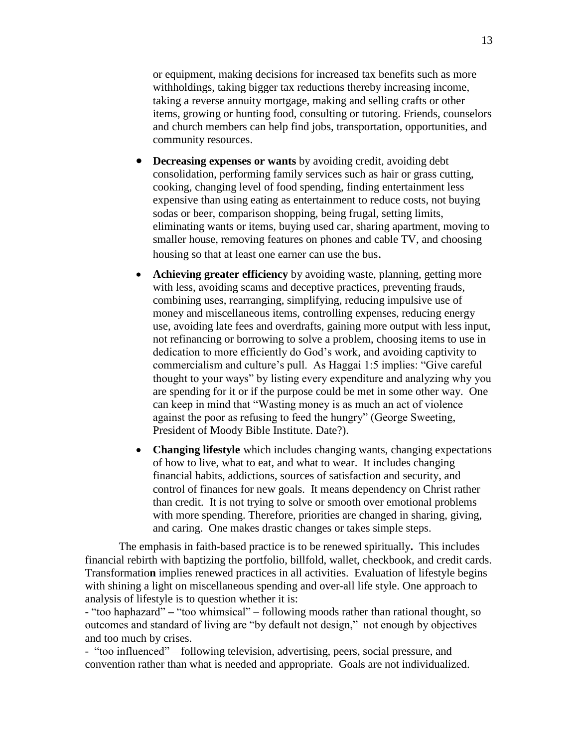or equipment, making decisions for increased tax benefits such as more withholdings, taking bigger tax reductions thereby increasing income, taking a reverse annuity mortgage, making and selling crafts or other items, growing or hunting food, consulting or tutoring. Friends, counselors and church members can help find jobs, transportation, opportunities, and community resources.

- **Decreasing expenses or wants** by avoiding credit, avoiding debt consolidation, performing family services such as hair or grass cutting, cooking, changing level of food spending, finding entertainment less expensive than using eating as entertainment to reduce costs, not buying sodas or beer, comparison shopping, being frugal, setting limits, eliminating wants or items, buying used car, sharing apartment, moving to smaller house, removing features on phones and cable TV, and choosing housing so that at least one earner can use the bus.
- **Achieving greater efficiency** by avoiding waste, planning, getting more with less, avoiding scams and deceptive practices, preventing frauds, combining uses, rearranging, simplifying, reducing impulsive use of money and miscellaneous items, controlling expenses, reducing energy use, avoiding late fees and overdrafts, gaining more output with less input, not refinancing or borrowing to solve a problem, choosing items to use in dedication to more efficiently do God's work, and avoiding captivity to commercialism and culture's pull. As Haggai 1:5 implies: "Give careful thought to your ways" by listing every expenditure and analyzing why you are spending for it or if the purpose could be met in some other way. One can keep in mind that "Wasting money is as much an act of violence against the poor as refusing to feed the hungry" (George Sweeting, President of Moody Bible Institute. Date?).
- **Changing lifestyle** which includes changing wants, changing expectations of how to live, what to eat, and what to wear. It includes changing financial habits, addictions, sources of satisfaction and security, and control of finances for new goals. It means dependency on Christ rather than credit. It is not trying to solve or smooth over emotional problems with more spending. Therefore, priorities are changed in sharing, giving, and caring. One makes drastic changes or takes simple steps.

The emphasis in faith-based practice is to be renewed spiritually**.** This includes financial rebirth with baptizing the portfolio, billfold, wallet, checkbook, and credit cards. Transformatio**n** implies renewed practices in all activities. Evaluation of lifestyle begins with shining a light on miscellaneous spending and over-all life style. One approach to analysis of lifestyle is to question whether it is:

- "too haphazard" **–** "too whimsical" – following moods rather than rational thought, so outcomes and standard of living are "by default not design," not enough by objectives and too much by crises.

- "too influenced" – following television, advertising, peers, social pressure, and convention rather than what is needed and appropriate. Goals are not individualized.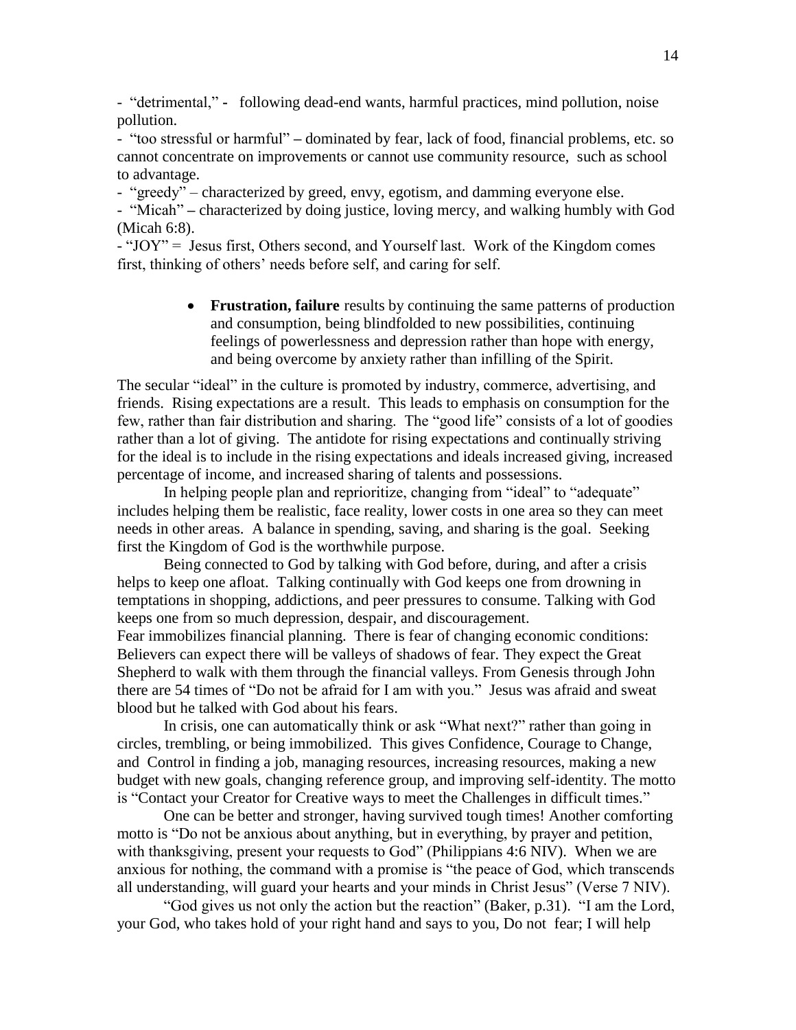- "detrimental," - following dead-end wants, harmful practices, mind pollution, noise pollution.

- "too stressful or harmful" – dominated by fear, lack of food, financial problems, etc. so cannot concentrate on improvements or cannot use community resource, such as school to advantage.

- "greedy" – characterized by greed, envy, egotism, and damming everyone else.

- "Micah" – characterized by doing justice, loving mercy, and walking humbly with God (Micah 6:8).

- "JOY" = Jesus first, Others second, and Yourself last. Work of the Kingdom comes first, thinking of others' needs before self, and caring for self.

- **Frustration, failure** results by continuing the same patterns of production and consumption, being blindfolded to new possibilities, continuing feelings of powerlessness and depression rather than hope with energy, and being overcome by anxiety rather than infilling of the Spirit.

The secular "ideal" in the culture is promoted by industry, commerce, advertising, and friends. Rising expectations are a result. This leads to emphasis on consumption for the few, rather than fair distribution and sharing. The "good life" consists of a lot of goodies rather than a lot of giving. The antidote for rising expectations and continually striving for the ideal is to include in the rising expectations and ideals increased giving, increased percentage of income, and increased sharing of talents and possessions.

In helping people plan and reprioritize, changing from "ideal" to "adequate" includes helping them be realistic, face reality, lower costs in one area so they can meet needs in other areas. A balance in spending, saving, and sharing is the goal. Seeking first the Kingdom of God is the worthwhile purpose.

Being connected to God by talking with God before, during, and after a crisis helps to keep one afloat. Talking continually with God keeps one from drowning in temptations in shopping, addictions, and peer pressures to consume. Talking with God keeps one from so much depression, despair, and discouragement.

Fear immobilizes financial planning. There is fear of changing economic conditions: Believers can expect there will be valleys of shadows of fear. They expect the Great Shepherd to walk with them through the financial valleys. From Genesis through John there are 54 times of "Do not be afraid for I am with you." Jesus was afraid and sweat blood but he talked with God about his fears.

In crisis, one can automatically think or ask "What next?" rather than going in circles, trembling, or being immobilized. This gives Confidence, Courage to Change, and Control in finding a job, managing resources, increasing resources, making a new budget with new goals, changing reference group, and improving self-identity. The motto is "Contact your Creator for Creative ways to meet the Challenges in difficult times."

One can be better and stronger, having survived tough times! Another comforting motto is "Do not be anxious about anything, but in everything, by prayer and petition, with thanksgiving, present your requests to God" (Philippians 4:6 NIV). When we are anxious for nothing, the command with a promise is "the peace of God, which transcends all understanding, will guard your hearts and your minds in Christ Jesus" (Verse 7 NIV).

"God gives us not only the action but the reaction" (Baker, p.31). "I am the Lord, your God, who takes hold of your right hand and says to you, Do not fear; I will help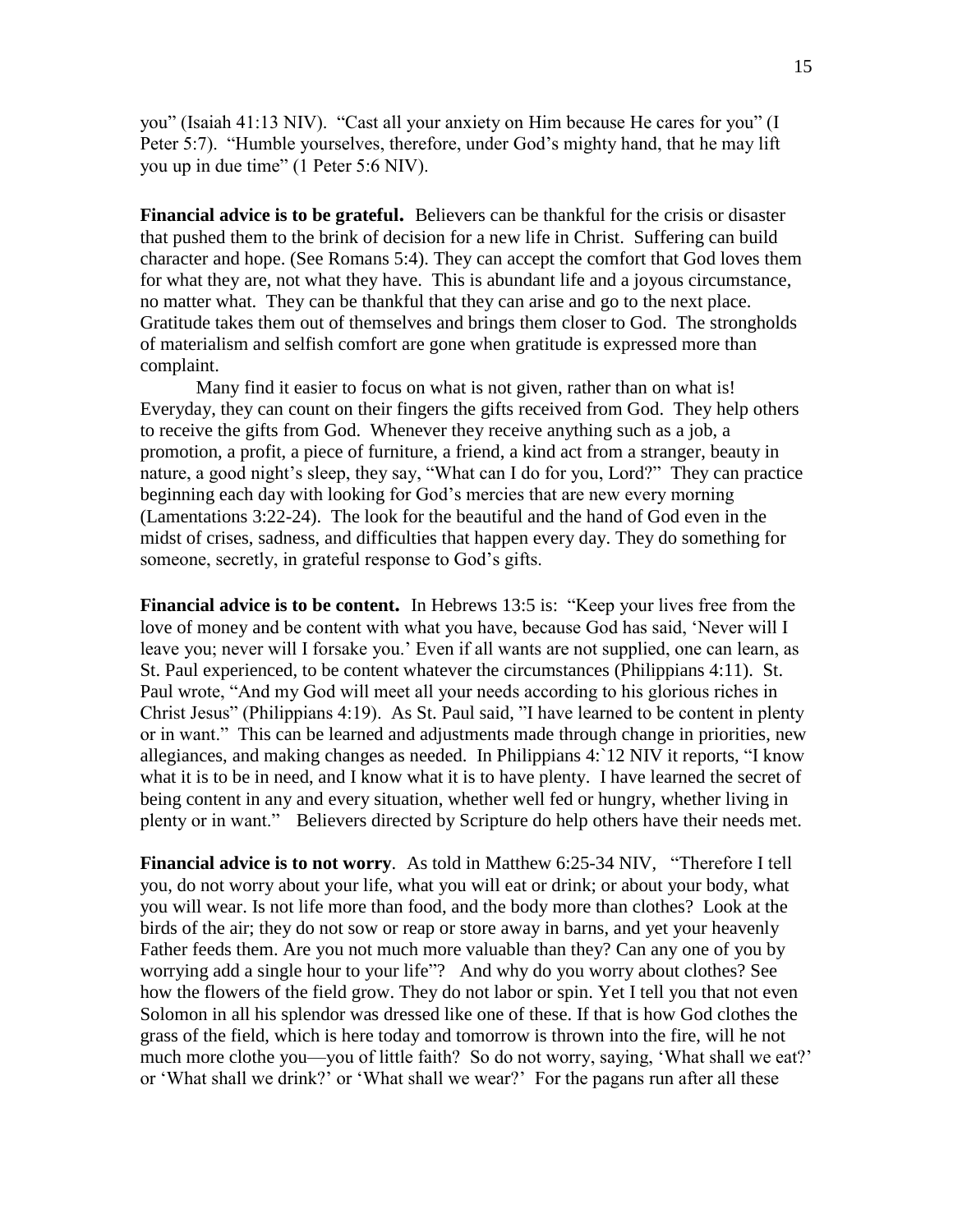you" (Isaiah 41:13 NIV). "Cast all your anxiety on Him because He cares for you" (I Peter 5:7). "Humble yourselves, therefore, under God's mighty hand, that he may lift you up in due time" (1 Peter 5:6 NIV).

**Financial advice is to be grateful.** Believers can be thankful for the crisis or disaster that pushed them to the brink of decision for a new life in Christ. Suffering can build character and hope. (See Romans 5:4). They can accept the comfort that God loves them for what they are, not what they have. This is abundant life and a joyous circumstance, no matter what. They can be thankful that they can arise and go to the next place. Gratitude takes them out of themselves and brings them closer to God. The strongholds of materialism and selfish comfort are gone when gratitude is expressed more than complaint.

Many find it easier to focus on what is not given, rather than on what is! Everyday, they can count on their fingers the gifts received from God. They help others to receive the gifts from God. Whenever they receive anything such as a job, a promotion, a profit, a piece of furniture, a friend, a kind act from a stranger, beauty in nature, a good night's sleep, they say, "What can I do for you, Lord?" They can practice beginning each day with looking for God's mercies that are new every morning (Lamentations 3:22-24). The look for the beautiful and the hand of God even in the midst of crises, sadness, and difficulties that happen every day. They do something for someone, secretly, in grateful response to God's gifts.

**Financial advice is to be content.** In Hebrews 13:5 is: "Keep your lives free from the love of money and be content with what you have, because God has said, 'Never will I leave you; never will I forsake you.' Even if all wants are not supplied, one can learn, as St. Paul experienced, to be content whatever the circumstances (Philippians 4:11). St. Paul wrote, "And my God will meet all your needs according to his glorious riches in Christ Jesus" (Philippians 4:19). As St. Paul said, "I have learned to be content in plenty or in want." This can be learned and adjustments made through change in priorities, new allegiances, and making changes as needed. In Philippians 4:`12 NIV it reports, "I know what it is to be in need, and I know what it is to have plenty. I have learned the secret of being content in any and every situation, whether well fed or hungry, whether living in plenty or in want." Believers directed by Scripture do help others have their needs met.

**Financial advice is to not worry**. As told in Matthew 6:25-34 NIV, "Therefore I tell you, do not worry about your life, what you will eat or drink; or about your body, what you will wear. Is not life more than food, and the body more than clothes? Look at the birds of the air; they do not sow or reap or store away in barns, and yet your heavenly Father feeds them. Are you not much more valuable than they? Can any one of you by worrying add a single hour to your life"? And why do you worry about clothes? See how the flowers of the field grow. They do not labor or spin. Yet I tell you that not even Solomon in all his splendor was dressed like one of these. If that is how God clothes the grass of the field, which is here today and tomorrow is thrown into the fire, will he not much more clothe you—you of little faith? So do not worry, saying, 'What shall we eat?' or 'What shall we drink?' or 'What shall we wear?' For the pagans run after all these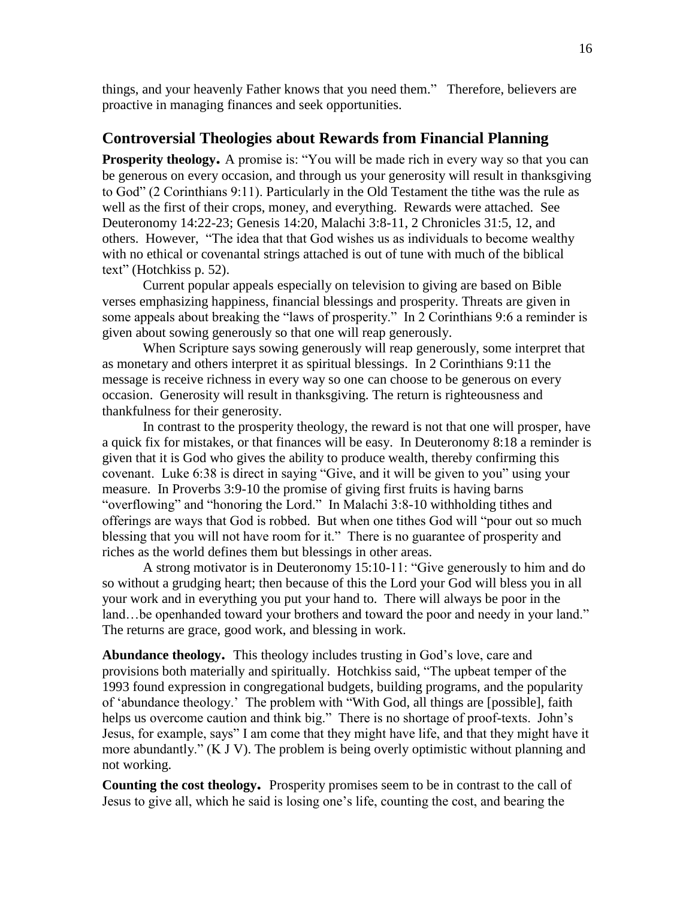things, and your heavenly Father knows that you need them." Therefore, believers are proactive in managing finances and seek opportunities.

## Controversial Theologies about Rewards from Financial Planning

**Prosperity theology.** A promise is: "You will be made rich in every way so that you can be generous on every occasion, and through us your generosity will result in thanksgiving to God" (2 Corinthians 9:11). Particularly in the Old Testament the tithe was the rule as well as the first of their crops, money, and everything. Rewards were attached. See Deuteronomy 14:22-23; Genesis 14:20, Malachi 3:8-11, 2 Chronicles 31:5, 12, and others. However, "The idea that that God wishes us as individuals to become wealthy with no ethical or covenantal strings attached is out of tune with much of the biblical text" (Hotchkiss p. 52).

Current popular appeals especially on television to giving are based on Bible verses emphasizing happiness, financial blessings and prosperity. Threats are given in some appeals about breaking the "laws of prosperity." In 2 Corinthians 9:6 a reminder is given about sowing generously so that one will reap generously.

When Scripture says sowing generously will reap generously, some interpret that as monetary and others interpret it as spiritual blessings. In 2 Corinthians 9:11 the message is receive richness in every way so one can choose to be generous on every occasion. Generosity will result in thanksgiving. The return is righteousness and thankfulness for their generosity.

In contrast to the prosperity theology, the reward is not that one will prosper, have a quick fix for mistakes, or that finances will be easy. In Deuteronomy 8:18 a reminder is given that it is God who gives the ability to produce wealth, thereby confirming this covenant. Luke 6:38 is direct in saying "Give, and it will be given to you" using your measure. In Proverbs 3:9-10 the promise of giving first fruits is having barns "overflowing" and "honoring the Lord." In Malachi 3:8-10 withholding tithes and offerings are ways that God is robbed. But when one tithes God will "pour out so much blessing that you will not have room for it." There is no guarantee of prosperity and riches as the world defines them but blessings in other areas.

A strong motivator is in Deuteronomy 15:10-11: "Give generously to him and do so without a grudging heart; then because of this the Lord your God will bless you in all your work and in everything you put your hand to. There will always be poor in the land…be openhanded toward your brothers and toward the poor and needy in your land." The returns are grace, good work, and blessing in work.

**Abundance theology.** This theology includes trusting in God's love, care and provisions both materially and spiritually. Hotchkiss said, "The upbeat temper of the 1993 found expression in congregational budgets, building programs, and the popularity of 'abundance theology.' The problem with "With God, all things are [possible], faith helps us overcome caution and think big." There is no shortage of proof-texts. John's Jesus, for example, says" I am come that they might have life, and that they might have it more abundantly." (K J V). The problem is being overly optimistic without planning and not working.

**Counting the cost theology.** Prosperity promises seem to be in contrast to the call of Jesus to give all, which he said is losing one's life, counting the cost, and bearing the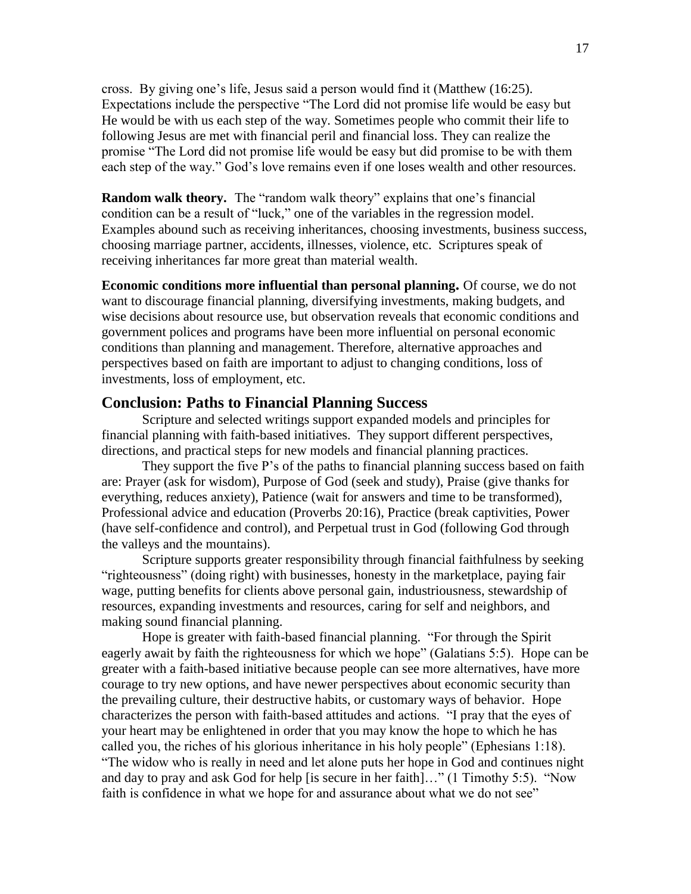cross. By giving one's life, Jesus said a person would find it (Matthew (16:25). Expectations include the perspective "The Lord did not promise life would be easy but He would be with us each step of the way. Sometimes people who commit their life to following Jesus are met with financial peril and financial loss. They can realize the promise "The Lord did not promise life would be easy but did promise to be with them each step of the way." God's love remains even if one loses wealth and other resources.

**Random walk theory.** The "random walk theory" explains that one's financial condition can be a result of "luck," one of the variables in the regression model. Examples abound such as receiving inheritances, choosing investments, business success, choosing marriage partner, accidents, illnesses, violence, etc. Scriptures speak of receiving inheritances far more great than material wealth.

**Economic conditions more influential than personal planning.** Of course, we do not want to discourage financial planning, diversifying investments, making budgets, and wise decisions about resource use, but observation reveals that economic conditions and government polices and programs have been more influential on personal economic conditions than planning and management. Therefore, alternative approaches and perspectives based on faith are important to adjust to changing conditions, loss of investments, loss of employment, etc.

## Conclusion: Paths to Financial Planning Success

Scripture and selected writings support expanded models and principles for financial planning with faith-based initiatives. They support different perspectives, directions, and practical steps for new models and financial planning practices.

They support the five P's of the paths to financial planning success based on faith are: Prayer (ask for wisdom), Purpose of God (seek and study), Praise (give thanks for everything, reduces anxiety), Patience (wait for answers and time to be transformed), Professional advice and education (Proverbs 20:16), Practice (break captivities, Power (have self-confidence and control), and Perpetual trust in God (following God through the valleys and the mountains).

Scripture supports greater responsibility through financial faithfulness by seeking "righteousness" (doing right) with businesses, honesty in the marketplace, paying fair wage, putting benefits for clients above personal gain, industriousness, stewardship of resources, expanding investments and resources, caring for self and neighbors, and making sound financial planning.

Hope is greater with faith-based financial planning. "For through the Spirit eagerly await by faith the righteousness for which we hope" (Galatians 5:5). Hope can be greater with a faith-based initiative because people can see more alternatives, have more courage to try new options, and have newer perspectives about economic security than the prevailing culture, their destructive habits, or customary ways of behavior. Hope characterizes the person with faith-based attitudes and actions. "I pray that the eyes of your heart may be enlightened in order that you may know the hope to which he has called you, the riches of his glorious inheritance in his holy people" (Ephesians 1:18). "The widow who is really in need and let alone puts her hope in God and continues night and day to pray and ask God for help [is secure in her faith]…" (1 Timothy 5:5). "Now faith is confidence in what we hope for and assurance about what we do not see"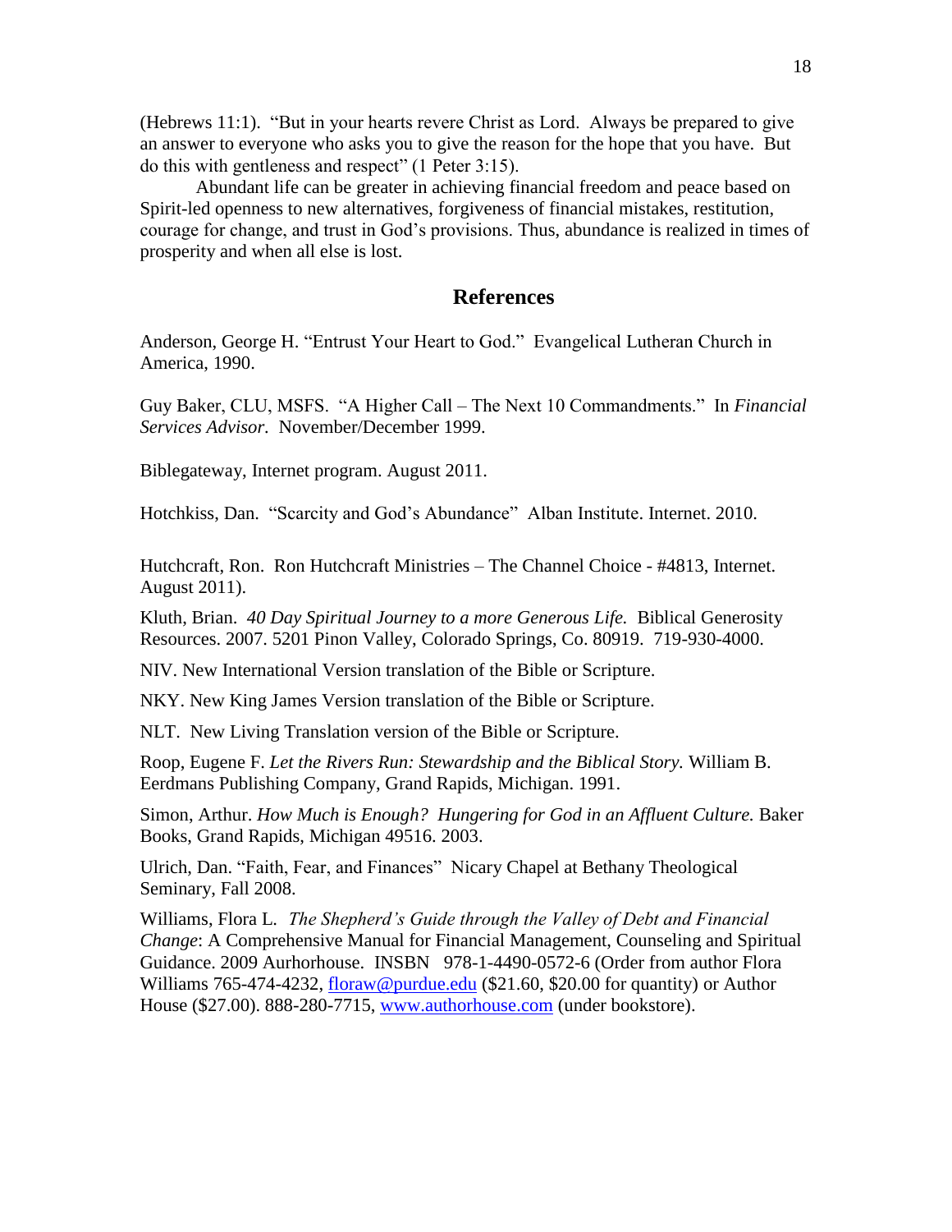(Hebrews 11:1). "But in your hearts revere Christ as Lord. Always be prepared to give an answer to everyone who asks you to give the reason for the hope that you have. But do this with gentleness and respect" (1 Peter 3:15).

Abundant life can be greater in achieving financial freedom and peace based on Spirit-led openness to new alternatives, forgiveness of financial mistakes, restitution, courage for change, and trust in God's provisions. Thus, abundance is realized in times of prosperity and when all else is lost.

## References

Anderson, George H. "Entrust Your Heart to God." Evangelical Lutheran Church in America, 1990.

Guy Baker, CLU, MSFS. "A Higher Call – The Next 10 Commandments." In *Financial Services Advisor.* November/December 1999.

Biblegateway, Internet program. August 2011.

Hotchkiss, Dan. "Scarcity and God's Abundance" Alban Institute. Internet. 2010.

Hutchcraft, Ron. Ron Hutchcraft Ministries – The Channel Choice - #4813, Internet. August 2011).

Kluth, Brian. *40 Day Spiritual Journey to a more Generous Life.* Biblical Generosity Resources. 2007. 5201 Pinon Valley, Colorado Springs, Co. 80919. 719-930-4000.

NIV. New International Version translation of the Bible or Scripture.

NKY. New King James Version translation of the Bible or Scripture.

NLT. New Living Translation version of the Bible or Scripture.

Roop, Eugene F. *Let the Rivers Run: Stewardship and the Biblical Story.* William B. Eerdmans Publishing Company, Grand Rapids, Michigan. 1991.

Simon, Arthur. *How Much is Enough? Hungering for God in an Affluent Culture.* Baker Books, Grand Rapids, Michigan 49516. 2003.

Ulrich, Dan. "Faith, Fear, and Finances" Nicary Chapel at Bethany Theological Seminary, Fall 2008.

Williams, Flora L. *The Shepherd's Guide through the Valley of Debt and Financial Change*: A Comprehensive Manual for Financial Management, Counseling and Spiritual Guidance. 2009 Aurhorhouse. INSBN 978-1-4490-0572-6 (Order from author Flora Williams 765-474-4232, floraw@purdue.edu ($21.60, $20.00 for quantity) or Author House ($27.00). 888-280-7715, www.authorhouse.com (under bookstore).